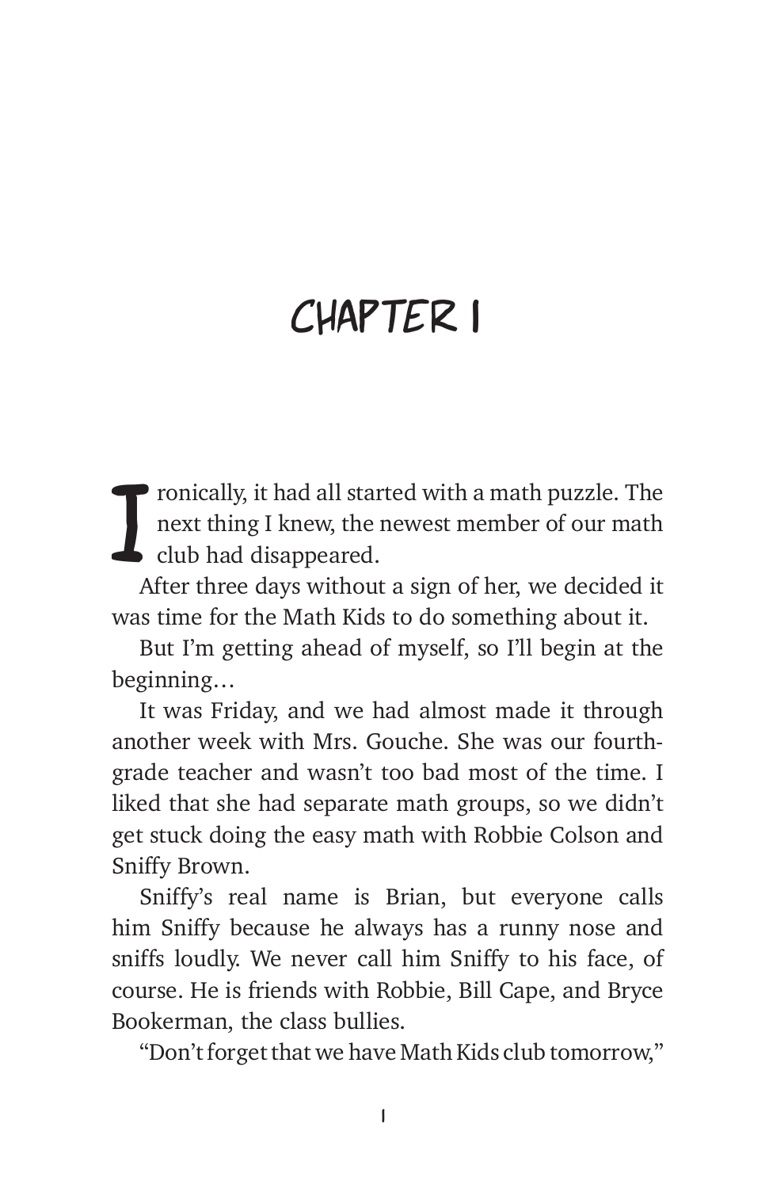# CHAPTER 1

Ironically, it had all started with a math puzzle. The next thing I knew, the newest member of our math club had disappeared.

After three days without a sign of her, we decided it was time for the Math Kids to do something about it.

But I'm getting ahead of myself, so I'll begin at the beginning…

It was Friday, and we had almost made it through another week with Mrs. Gouche. She was our fourth-grade teacher and wasn't too bad most of the time. I liked that she had separate math groups, so we didn't get stuck doing the easy math with Robbie Colson and Sniffy Brown.

Sniffy's real name is Brian, but everyone calls him Sniffy because he always has a runny nose and sniffs loudly. We never call him Sniffy to his face, of course. He is friends with Robbie, Bill Cape, and Bryce Bookerman, the class bullies.

"Don't forget that we have Math Kids club tomorrow,"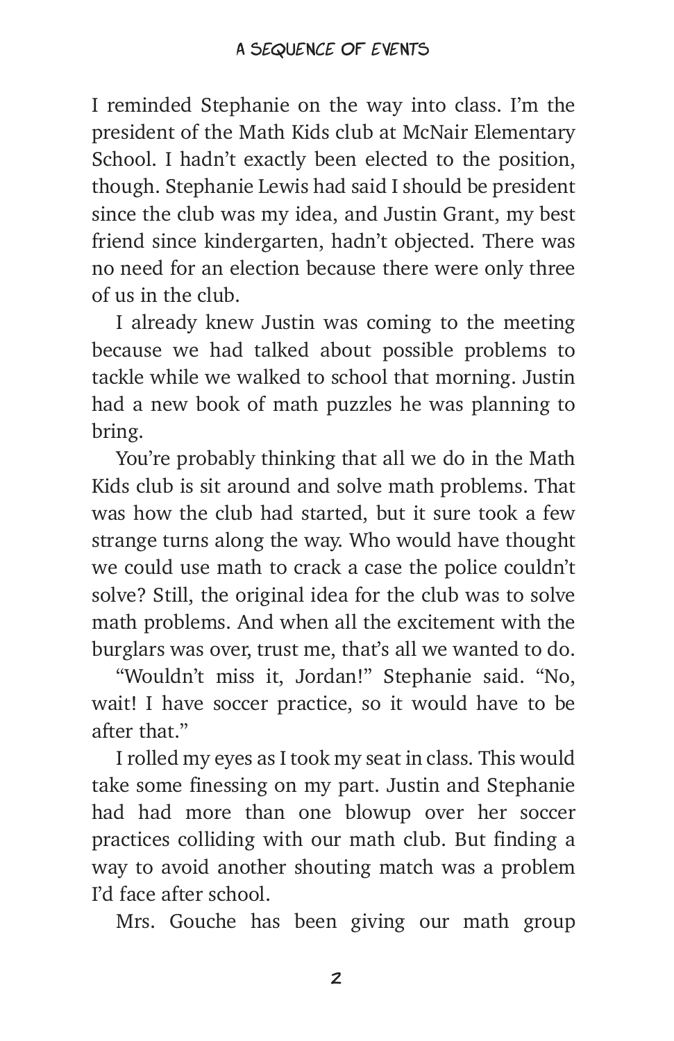I reminded Stephanie on the way into class. I'm the president of the Math Kids club at McNair Elementary School. I hadn't exactly been elected to the position, though. Stephanie Lewis had said I should be president since the club was my idea, and Justin Grant, my best friend since kindergarten, hadn't objected. There was no need for an election because there were only three of us in the club.

I already knew Justin was coming to the meeting because we had talked about possible problems to tackle while we walked to school that morning. Justin had a new book of math puzzles he was planning to bring.

You're probably thinking that all we do in the Math Kids club is sit around and solve math problems. That was how the club had started, but it sure took a few strange turns along the way. Who would have thought we could use math to crack a case the police couldn't solve? Still, the original idea for the club was to solve math problems. And when all the excitement with the burglars was over, trust me, that's all we wanted to do.

"Wouldn't miss it, Jordan!" Stephanie said. "No, wait! I have soccer practice, so it would have to be after that."

I rolled my eyes as I took my seat in class. This would take some finessing on my part. Justin and Stephanie had had more than one blowup over her soccer practices colliding with our math club. But finding a way to avoid another shouting match was a problem I'd face after school.

Mrs. Gouche has been giving our math group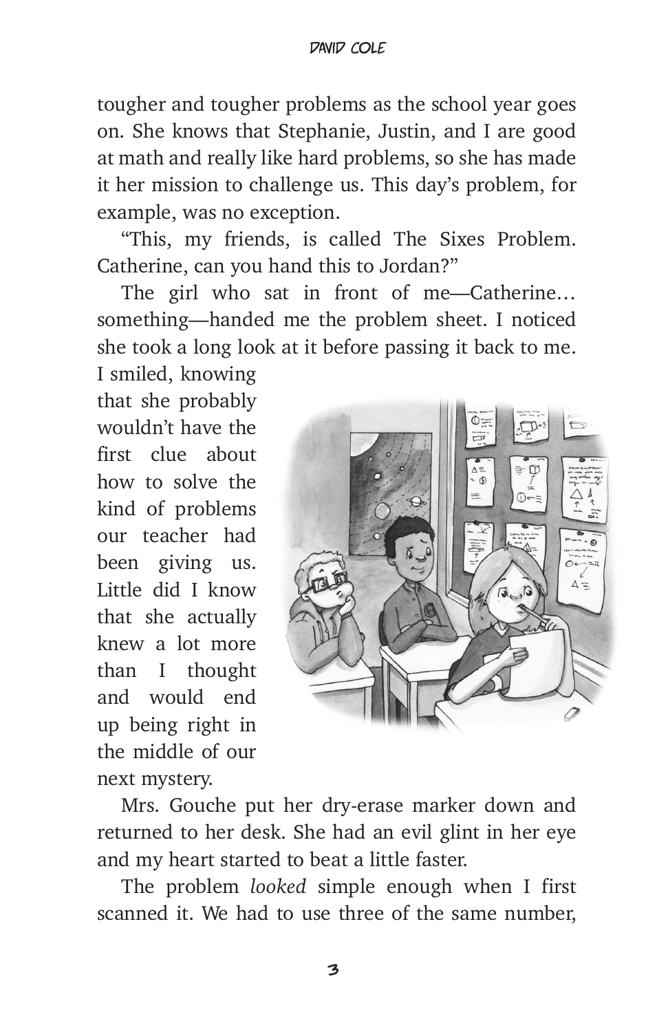tougher and tougher problems as the school year goes on. She knows that Stephanie, Justin, and I are good at math and really like hard problems, so she has made it her mission to challenge us. This day's problem, for example, was no exception.

"This, my friends, is called The Sixes Problem. Catherine, can you hand this to Jordan?"

The girl who sat in front of me—Catherine… something—handed me the problem sheet. I noticed she took a long look at it before passing it back to me. I smiled, knowing that she probably wouldn't have the first clue about how to solve the kind of problems our teacher had been giving us. Little did I know that she actually knew a lot more than I thought and would end up being right in the middle of our next mystery.

Mrs. Gouche put her dry-erase marker down and returned to her desk. She had an evil glint in her eye and my heart started to beat a little faster.

The problem *looked* simple enough when I first scanned it. We had to use three of the same number,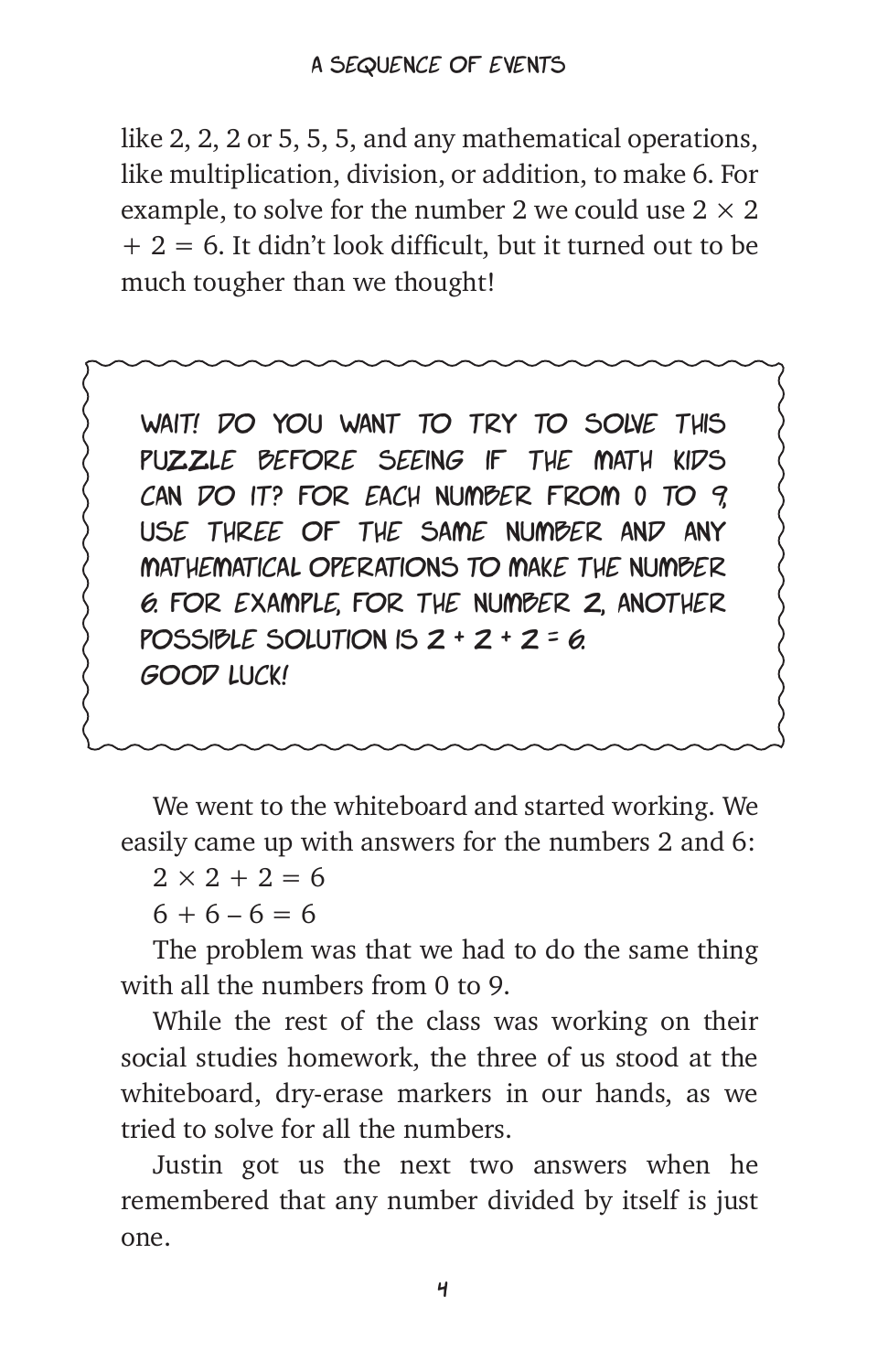like 2, 2, 2 or 5, 5, 5, and any mathematical operations, like multiplication, division, or addition, to make 6. For example, to solve for the number 2 we could use $2 \times 2 + 2 = 6$. It didn't look difficult, but it turned out to be much tougher than we thought!

> WAIT! DO YOU WANT TO TRY TO SOLVE THIS PUZZLE BEFORE SEEING IF THE MATH KIDS CAN DO IT? FOR EACH NUMBER FROM 0 TO 9, USE THREE OF THE SAME NUMBER AND ANY MATHEMATICAL OPERATIONS TO MAKE THE NUMBER 6. FOR EXAMPLE, FOR THE NUMBER 2, ANOTHER POSSIBLE SOLUTION IS $2 + 2 + 2 = 6$.
> GOOD LUCK!

We went to the whiteboard and started working. We easily came up with answers for the numbers 2 and 6:

$2 \times 2 + 2 = 6$

$6 + 6 - 6 = 6$

The problem was that we had to do the same thing with all the numbers from 0 to 9.

While the rest of the class was working on their social studies homework, the three of us stood at the whiteboard, dry-erase markers in our hands, as we tried to solve for all the numbers.

Justin got us the next two answers when he remembered that any number divided by itself is just one.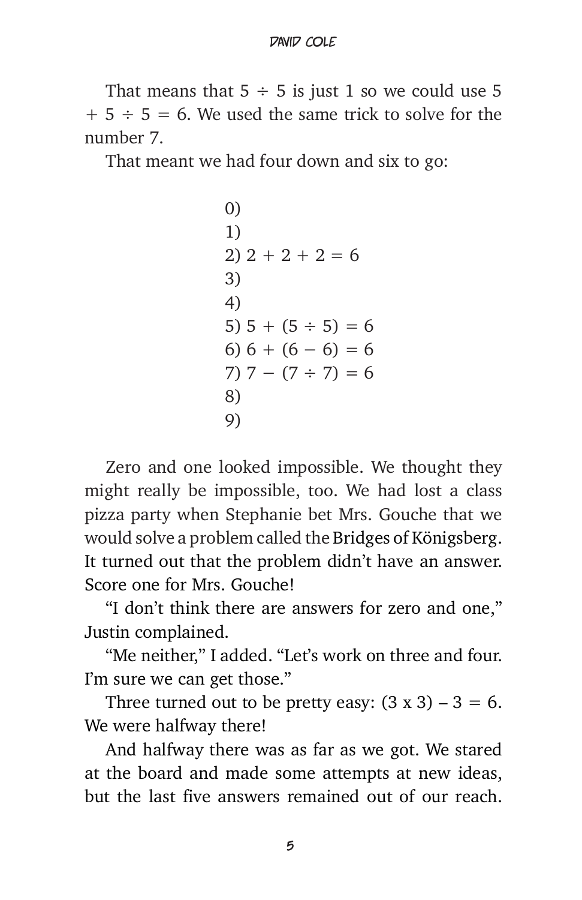That means that $5 \div 5$ is just 1 so we could use $5 + 5 \div 5 = 6$. We used the same trick to solve for the number 7.

That meant we had four down and six to go:

0)
1)
2) $2 + 2 + 2 = 6$
3)
4)
5) $5 + (5 \div 5) = 6$
6) $6 + (6 - 6) = 6$
7) $7 - (7 \div 7) = 6$
8)
9)

Zero and one looked impossible. We thought they might really be impossible, too. We had lost a class pizza party when Stephanie bet Mrs. Gouche that we would solve a problem called the Bridges of Königsberg. It turned out that the problem didn't have an answer. Score one for Mrs. Gouche!

"I don't think there are answers for zero and one," Justin complained.

"Me neither," I added. "Let's work on three and four. I'm sure we can get those."

Three turned out to be pretty easy: $(3 \times 3) - 3 = 6$. We were halfway there!

And halfway there was as far as we got. We stared at the board and made some attempts at new ideas, but the last five answers remained out of our reach.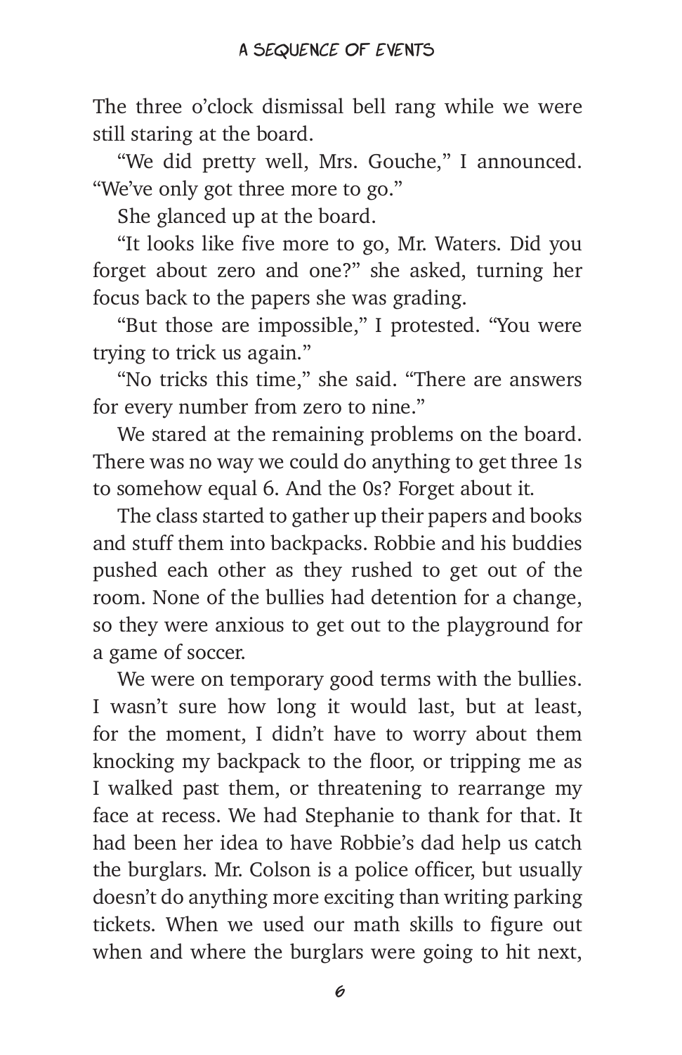The three o'clock dismissal bell rang while we were still staring at the board.

"We did pretty well, Mrs. Gouche," I announced. "We've only got three more to go."

She glanced up at the board.

"It looks like five more to go, Mr. Waters. Did you forget about zero and one?" she asked, turning her focus back to the papers she was grading.

"But those are impossible," I protested. "You were trying to trick us again."

"No tricks this time," she said. "There are answers for every number from zero to nine."

We stared at the remaining problems on the board. There was no way we could do anything to get three 1s to somehow equal 6. And the 0s? Forget about it.

The class started to gather up their papers and books and stuff them into backpacks. Robbie and his buddies pushed each other as they rushed to get out of the room. None of the bullies had detention for a change, so they were anxious to get out to the playground for a game of soccer.

We were on temporary good terms with the bullies. I wasn't sure how long it would last, but at least, for the moment, I didn't have to worry about them knocking my backpack to the floor, or tripping me as I walked past them, or threatening to rearrange my face at recess. We had Stephanie to thank for that. It had been her idea to have Robbie's dad help us catch the burglars. Mr. Colson is a police officer, but usually doesn't do anything more exciting than writing parking tickets. When we used our math skills to figure out when and where the burglars were going to hit next,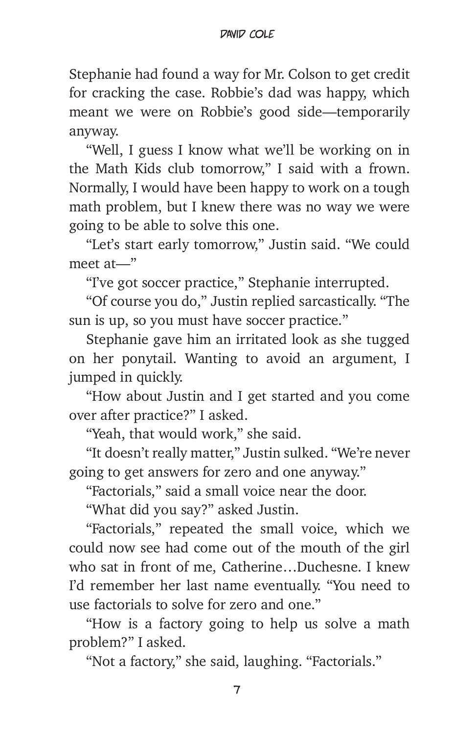Stephanie had found a way for Mr. Colson to get credit for cracking the case. Robbie's dad was happy, which meant we were on Robbie's good side—temporarily anyway.

"Well, I guess I know what we'll be working on in the Math Kids club tomorrow," I said with a frown. Normally, I would have been happy to work on a tough math problem, but I knew there was no way we were going to be able to solve this one.

"Let's start early tomorrow," Justin said. "We could meet at—"

"I've got soccer practice," Stephanie interrupted.

"Of course you do," Justin replied sarcastically. "The sun is up, so you must have soccer practice."

Stephanie gave him an irritated look as she tugged on her ponytail. Wanting to avoid an argument, I jumped in quickly.

"How about Justin and I get started and you come over after practice?" I asked.

"Yeah, that would work," she said.

"It doesn't really matter," Justin sulked. "We're never going to get answers for zero and one anyway."

"Factorials," said a small voice near the door.

"What did you say?" asked Justin.

"Factorials," repeated the small voice, which we could now see had come out of the mouth of the girl who sat in front of me, Catherine…Duchesne. I knew I'd remember her last name eventually. "You need to use factorials to solve for zero and one."

"How is a factory going to help us solve a math problem?" I asked.

"Not a factory," she said, laughing. "Factorials."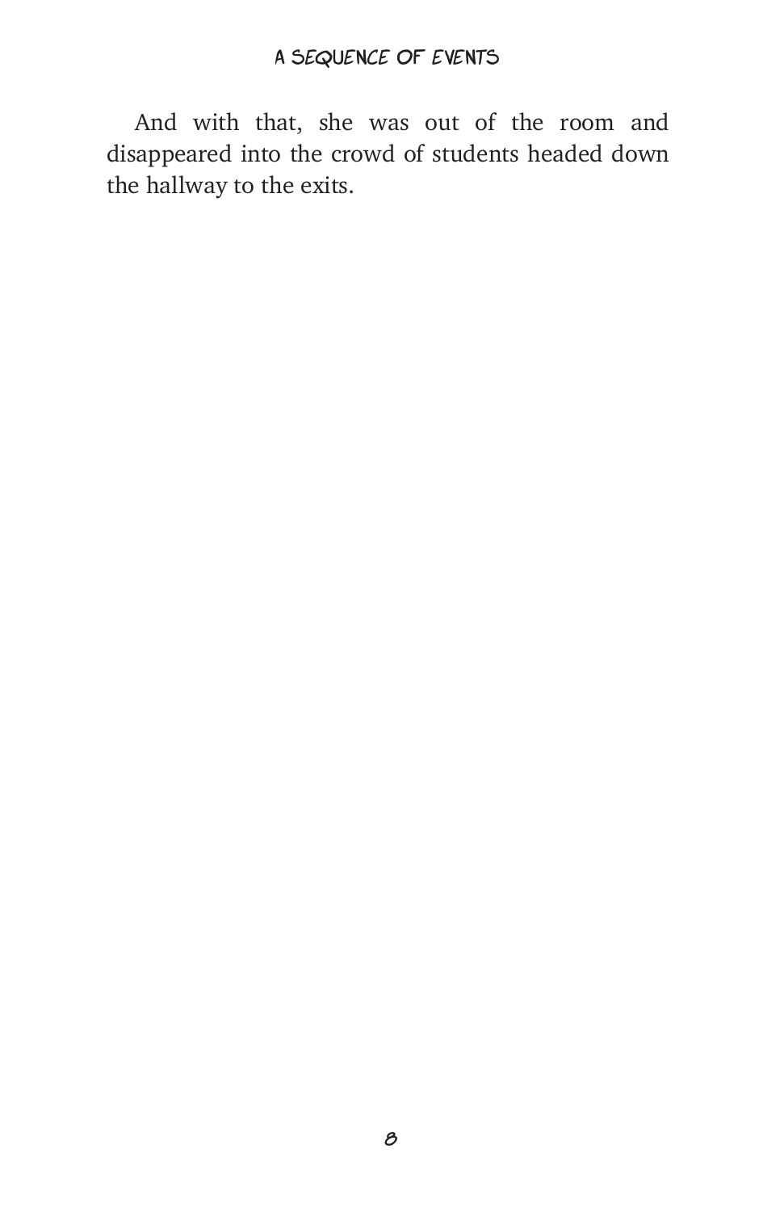And with that, she was out of the room and disappeared into the crowd of students headed down the hallway to the exits.